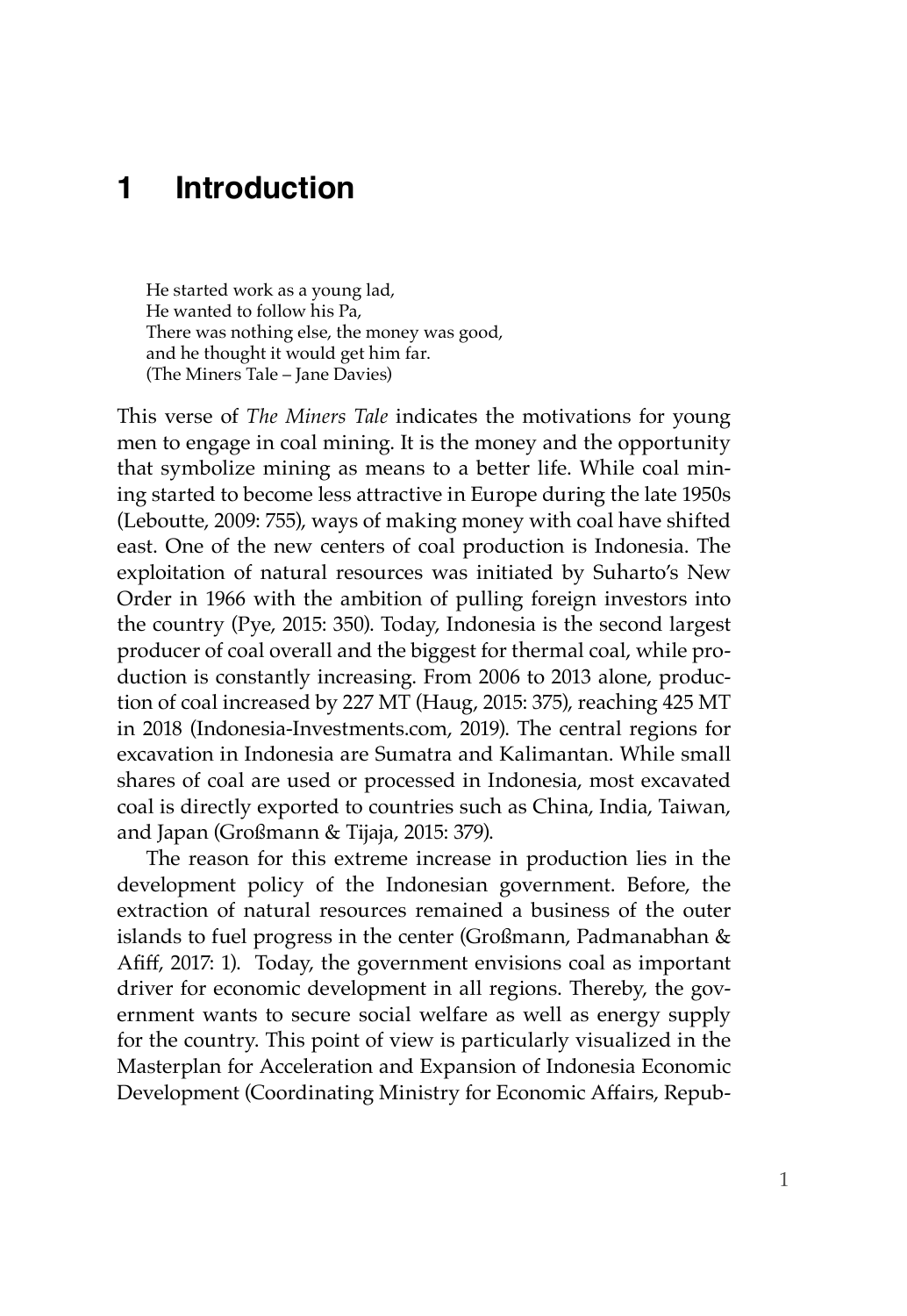# 1 Introduction

> He started work as a young lad,
> He wanted to follow his Pa,
> There was nothing else, the money was good,
> and he thought it would get him far.
> (The Miners Tale – Jane Davies)

This verse of *The Miners Tale* indicates the motivations for young men to engage in coal mining. It is the money and the opportunity that symbolize mining as means to a better life. While coal mining started to become less attractive in Europe during the late 1950s (Leboutte, 2009: 755), ways of making money with coal have shifted east. One of the new centers of coal production is Indonesia. The exploitation of natural resources was initiated by Suharto's New Order in 1966 with the ambition of pulling foreign investors into the country (Pye, 2015: 350). Today, Indonesia is the second largest producer of coal overall and the biggest for thermal coal, while production is constantly increasing. From 2006 to 2013 alone, production of coal increased by 227 MT (Haug, 2015: 375), reaching 425 MT in 2018 (Indonesia-Investments.com, 2019). The central regions for excavation in Indonesia are Sumatra and Kalimantan. While small shares of coal are used or processed in Indonesia, most excavated coal is directly exported to countries such as China, India, Taiwan, and Japan (Großmann & Tijaja, 2015: 379).

The reason for this extreme increase in production lies in the development policy of the Indonesian government. Before, the extraction of natural resources remained a business of the outer islands to fuel progress in the center (Großmann, Padmanabhan & Afiff, 2017: 1). Today, the government envisions coal as important driver for economic development in all regions. Thereby, the government wants to secure social welfare as well as energy supply for the country. This point of view is particularly visualized in the Masterplan for Acceleration and Expansion of Indonesia Economic Development (Coordinating Ministry for Economic Affairs, Repub-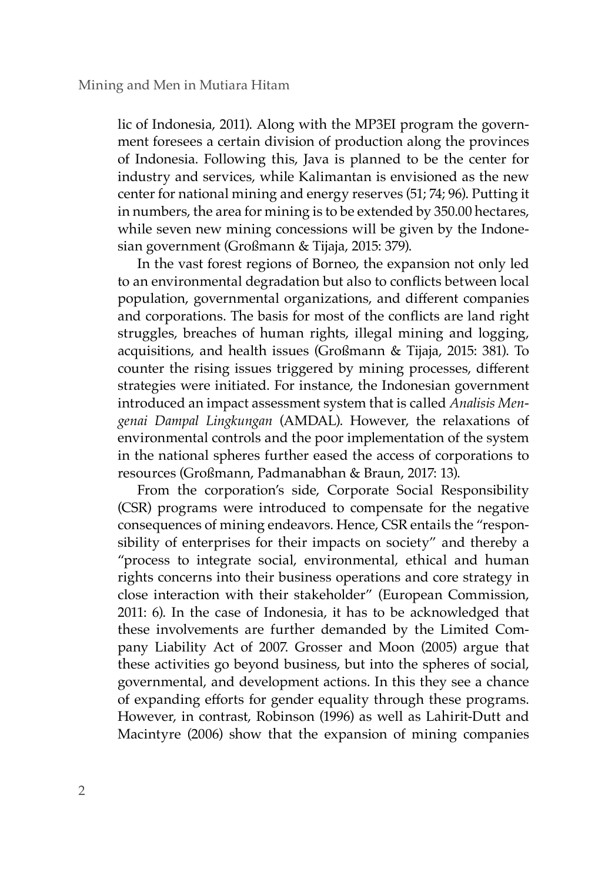lic of Indonesia, 2011). Along with the MP3EI program the government foresees a certain division of production along the provinces of Indonesia. Following this, Java is planned to be the center for industry and services, while Kalimantan is envisioned as the new center for national mining and energy reserves (51; 74; 96). Putting it in numbers, the area for mining is to be extended by 350.00 hectares, while seven new mining concessions will be given by the Indonesian government (Großmann & Tijaja, 2015: 379).

In the vast forest regions of Borneo, the expansion not only led to an environmental degradation but also to conflicts between local population, governmental organizations, and different companies and corporations. The basis for most of the conflicts are land right struggles, breaches of human rights, illegal mining and logging, acquisitions, and health issues (Großmann & Tijaja, 2015: 381). To counter the rising issues triggered by mining processes, different strategies were initiated. For instance, the Indonesian government introduced an impact assessment system that is called *Analisis Mengenai Dampal Lingkungan* (AMDAL). However, the relaxations of environmental controls and the poor implementation of the system in the national spheres further eased the access of corporations to resources (Großmann, Padmanabhan & Braun, 2017: 13).

From the corporation's side, Corporate Social Responsibility (CSR) programs were introduced to compensate for the negative consequences of mining endeavors. Hence, CSR entails the "responsibility of enterprises for their impacts on society" and thereby a "process to integrate social, environmental, ethical and human rights concerns into their business operations and core strategy in close interaction with their stakeholder" (European Commission, 2011: 6). In the case of Indonesia, it has to be acknowledged that these involvements are further demanded by the Limited Company Liability Act of 2007. Grosser and Moon (2005) argue that these activities go beyond business, but into the spheres of social, governmental, and development actions. In this they see a chance of expanding efforts for gender equality through these programs. However, in contrast, Robinson (1996) as well as Lahirit-Dutt and Macintyre (2006) show that the expansion of mining companies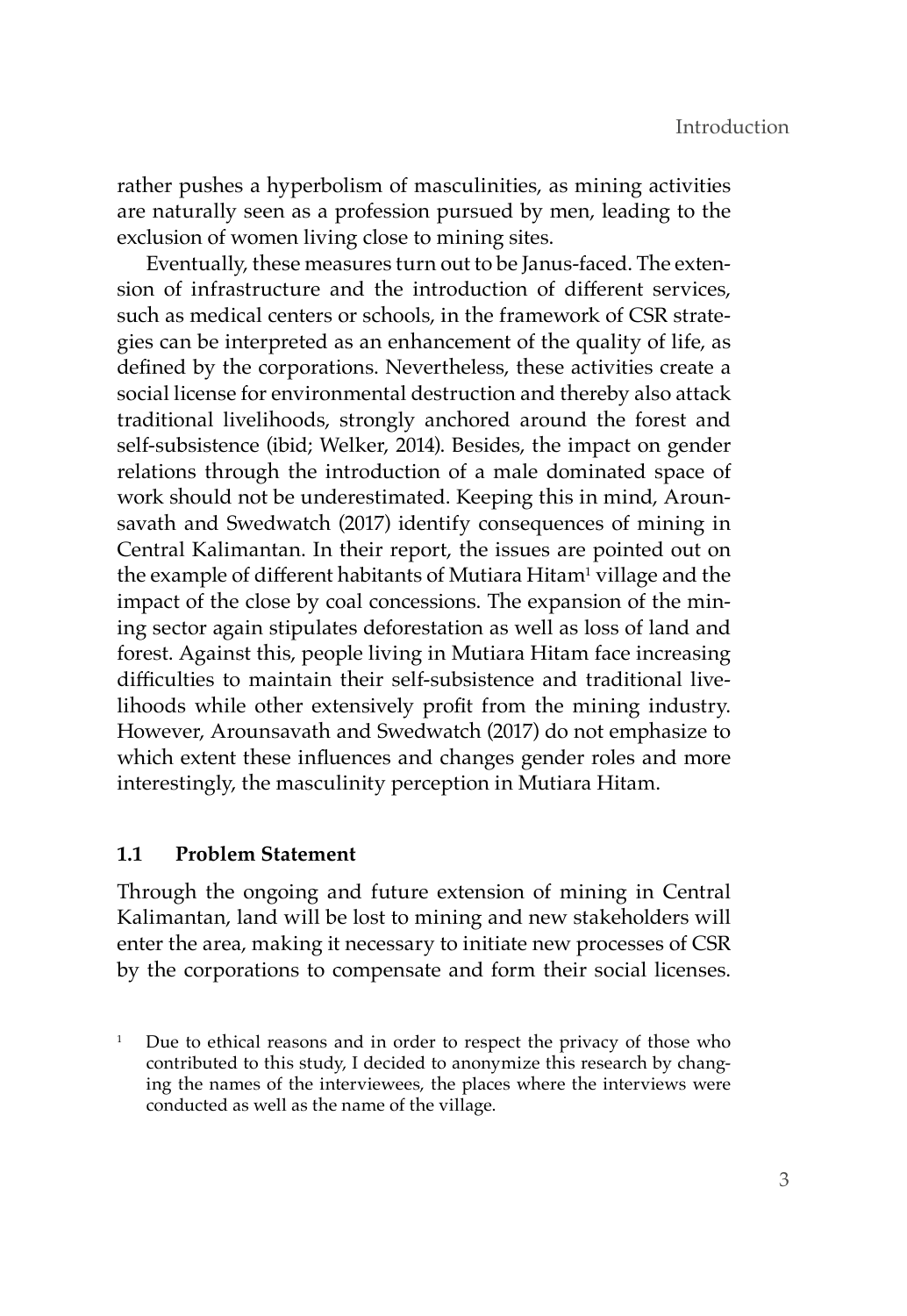rather pushes a hyperbolism of masculinities, as mining activities are naturally seen as a profession pursued by men, leading to the exclusion of women living close to mining sites.

Eventually, these measures turn out to be Janus-faced. The extension of infrastructure and the introduction of different services, such as medical centers or schools, in the framework of CSR strategies can be interpreted as an enhancement of the quality of life, as defined by the corporations. Nevertheless, these activities create a social license for environmental destruction and thereby also attack traditional livelihoods, strongly anchored around the forest and self-subsistence (ibid; Welker, 2014). Besides, the impact on gender relations through the introduction of a male dominated space of work should not be underestimated. Keeping this in mind, Arounsavath and Swedwatch (2017) identify consequences of mining in Central Kalimantan. In their report, the issues are pointed out on the example of different habitants of Mutiara Hitam[1] village and the impact of the close by coal concessions. The expansion of the mining sector again stipulates deforestation as well as loss of land and forest. Against this, people living in Mutiara Hitam face increasing difficulties to maintain their self-subsistence and traditional livelihoods while other extensively profit from the mining industry. However, Arounsavath and Swedwatch (2017) do not emphasize to which extent these influences and changes gender roles and more interestingly, the masculinity perception in Mutiara Hitam.

### 1.1 Problem Statement

Through the ongoing and future extension of mining in Central Kalimantan, land will be lost to mining and new stakeholders will enter the area, making it necessary to initiate new processes of CSR by the corporations to compensate and form their social licenses.

[1] Due to ethical reasons and in order to respect the privacy of those who contributed to this study, I decided to anonymize this research by changing the names of the interviewees, the places where the interviews were conducted as well as the name of the village.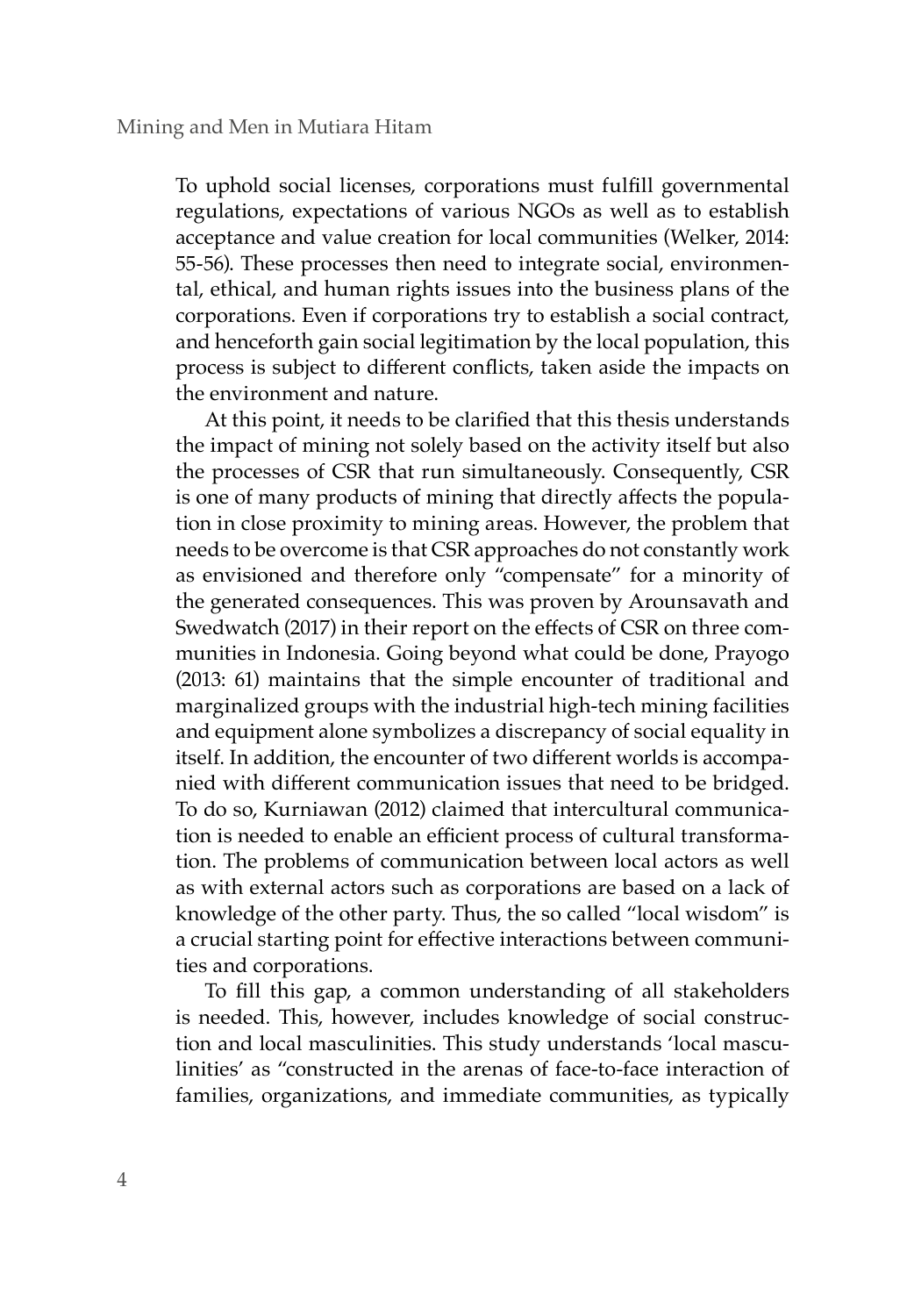To uphold social licenses, corporations must fulfill governmental regulations, expectations of various NGOs as well as to establish acceptance and value creation for local communities (Welker, 2014: 55-56). These processes then need to integrate social, environmental, ethical, and human rights issues into the business plans of the corporations. Even if corporations try to establish a social contract, and henceforth gain social legitimation by the local population, this process is subject to different conflicts, taken aside the impacts on the environment and nature.

At this point, it needs to be clarified that this thesis understands the impact of mining not solely based on the activity itself but also the processes of CSR that run simultaneously. Consequently, CSR is one of many products of mining that directly affects the population in close proximity to mining areas. However, the problem that needs to be overcome is that CSR approaches do not constantly work as envisioned and therefore only "compensate" for a minority of the generated consequences. This was proven by Arounsavath and Swedwatch (2017) in their report on the effects of CSR on three communities in Indonesia. Going beyond what could be done, Prayogo (2013: 61) maintains that the simple encounter of traditional and marginalized groups with the industrial high-tech mining facilities and equipment alone symbolizes a discrepancy of social equality in itself. In addition, the encounter of two different worlds is accompanied with different communication issues that need to be bridged. To do so, Kurniawan (2012) claimed that intercultural communication is needed to enable an efficient process of cultural transformation. The problems of communication between local actors as well as with external actors such as corporations are based on a lack of knowledge of the other party. Thus, the so called "local wisdom" is a crucial starting point for effective interactions between communities and corporations.

To fill this gap, a common understanding of all stakeholders is needed. This, however, includes knowledge of social construction and local masculinities. This study understands 'local masculinities' as "constructed in the arenas of face-to-face interaction of families, organizations, and immediate communities, as typically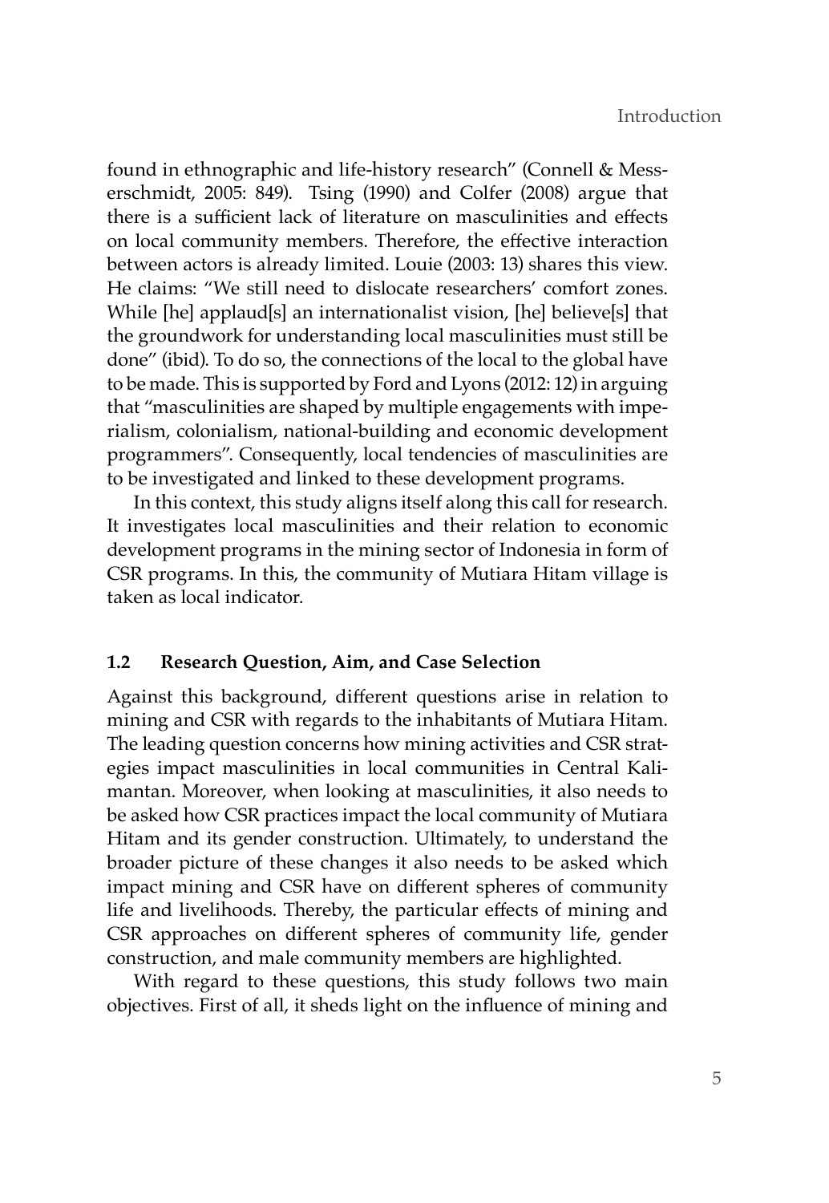found in ethnographic and life-history research" (Connell & Messerschmidt, 2005: 849). Tsing (1990) and Colfer (2008) argue that there is a sufficient lack of literature on masculinities and effects on local community members. Therefore, the effective interaction between actors is already limited. Louie (2003: 13) shares this view. He claims: "We still need to dislocate researchers' comfort zones. While [he] applaud[s] an internationalist vision, [he] believe[s] that the groundwork for understanding local masculinities must still be done" (ibid). To do so, the connections of the local to the global have to be made. This is supported by Ford and Lyons (2012: 12) in arguing that "masculinities are shaped by multiple engagements with imperialism, colonialism, national-building and economic development programmers". Consequently, local tendencies of masculinities are to be investigated and linked to these development programs.

In this context, this study aligns itself along this call for research. It investigates local masculinities and their relation to economic development programs in the mining sector of Indonesia in form of CSR programs. In this, the community of Mutiara Hitam village is taken as local indicator.

## 1.2 Research Question, Aim, and Case Selection

Against this background, different questions arise in relation to mining and CSR with regards to the inhabitants of Mutiara Hitam. The leading question concerns how mining activities and CSR strategies impact masculinities in local communities in Central Kalimantan. Moreover, when looking at masculinities, it also needs to be asked how CSR practices impact the local community of Mutiara Hitam and its gender construction. Ultimately, to understand the broader picture of these changes it also needs to be asked which impact mining and CSR have on different spheres of community life and livelihoods. Thereby, the particular effects of mining and CSR approaches on different spheres of community life, gender construction, and male community members are highlighted.

With regard to these questions, this study follows two main objectives. First of all, it sheds light on the influence of mining and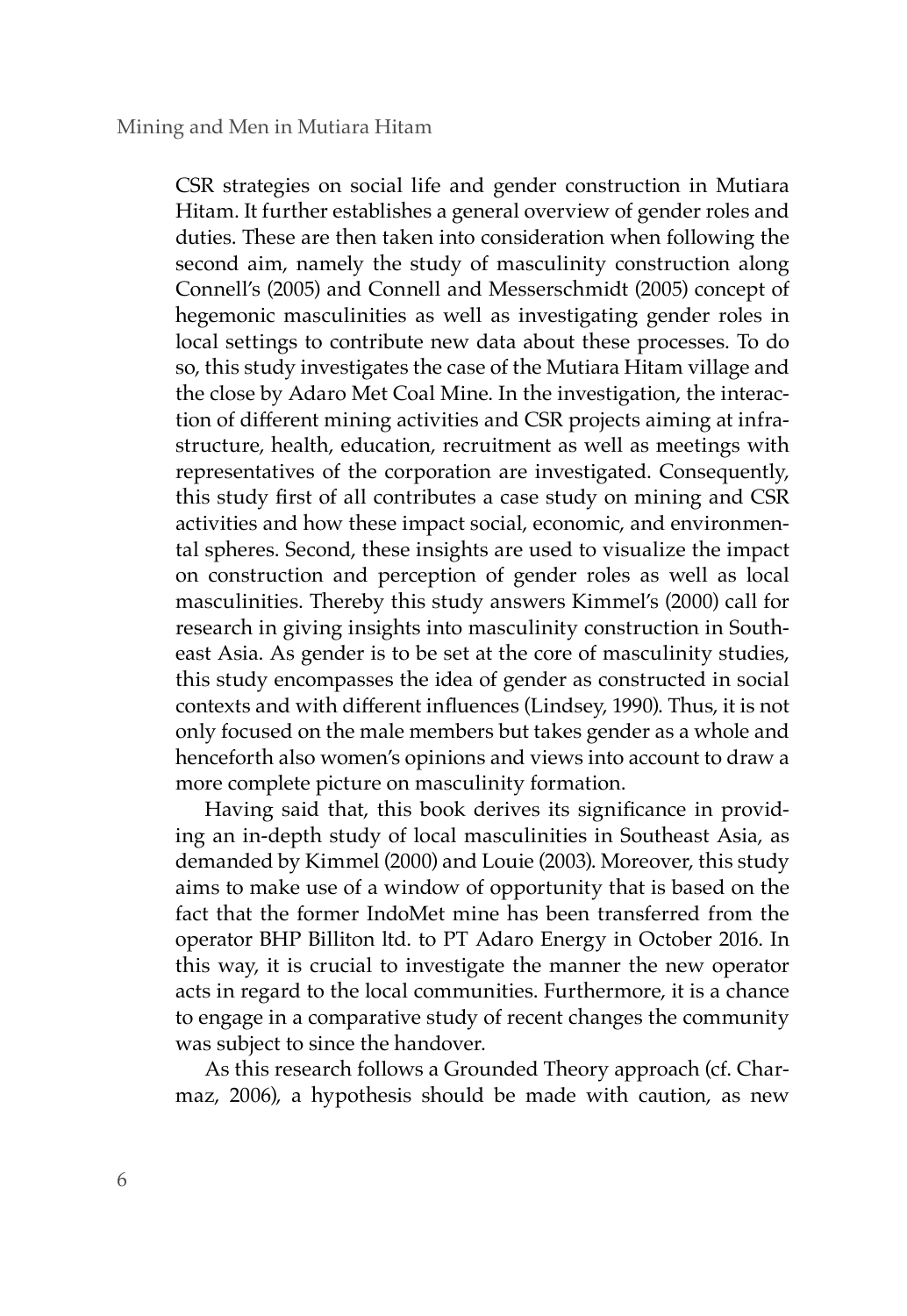CSR strategies on social life and gender construction in Mutiara Hitam. It further establishes a general overview of gender roles and duties. These are then taken into consideration when following the second aim, namely the study of masculinity construction along Connell's (2005) and Connell and Messerschmidt (2005) concept of hegemonic masculinities as well as investigating gender roles in local settings to contribute new data about these processes. To do so, this study investigates the case of the Mutiara Hitam village and the close by Adaro Met Coal Mine. In the investigation, the interaction of different mining activities and CSR projects aiming at infrastructure, health, education, recruitment as well as meetings with representatives of the corporation are investigated. Consequently, this study first of all contributes a case study on mining and CSR activities and how these impact social, economic, and environmental spheres. Second, these insights are used to visualize the impact on construction and perception of gender roles as well as local masculinities. Thereby this study answers Kimmel's (2000) call for research in giving insights into masculinity construction in Southeast Asia. As gender is to be set at the core of masculinity studies, this study encompasses the idea of gender as constructed in social contexts and with different influences (Lindsey, 1990). Thus, it is not only focused on the male members but takes gender as a whole and henceforth also women's opinions and views into account to draw a more complete picture on masculinity formation.

Having said that, this book derives its significance in providing an in-depth study of local masculinities in Southeast Asia, as demanded by Kimmel (2000) and Louie (2003). Moreover, this study aims to make use of a window of opportunity that is based on the fact that the former IndoMet mine has been transferred from the operator BHP Billiton ltd. to PT Adaro Energy in October 2016. In this way, it is crucial to investigate the manner the new operator acts in regard to the local communities. Furthermore, it is a chance to engage in a comparative study of recent changes the community was subject to since the handover.

As this research follows a Grounded Theory approach (cf. Charmaz, 2006), a hypothesis should be made with caution, as new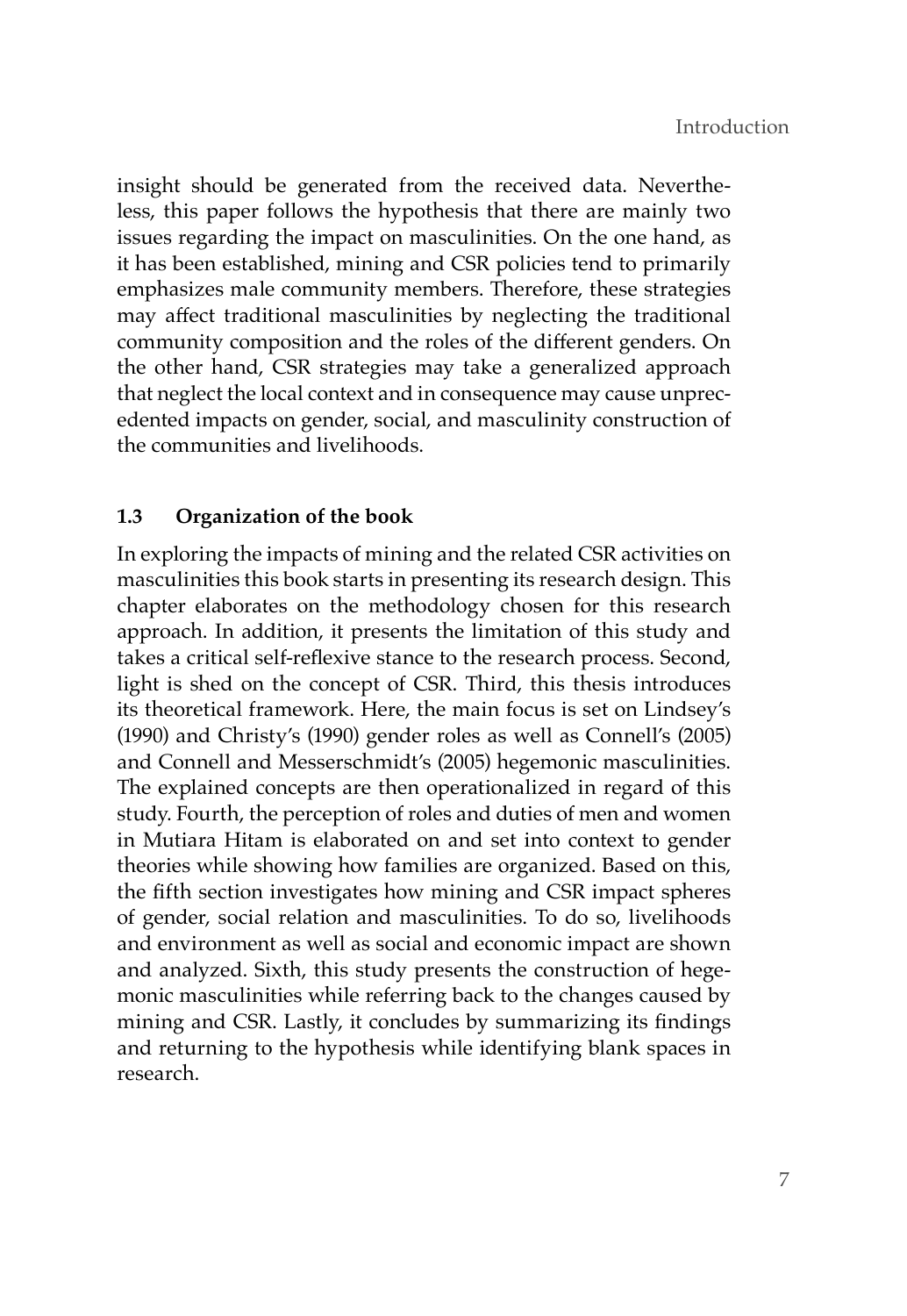insight should be generated from the received data. Nevertheless, this paper follows the hypothesis that there are mainly two issues regarding the impact on masculinities. On the one hand, as it has been established, mining and CSR policies tend to primarily emphasizes male community members. Therefore, these strategies may affect traditional masculinities by neglecting the traditional community composition and the roles of the different genders. On the other hand, CSR strategies may take a generalized approach that neglect the local context and in consequence may cause unprecedented impacts on gender, social, and masculinity construction of the communities and livelihoods.

### 1.3 Organization of the book

In exploring the impacts of mining and the related CSR activities on masculinities this book starts in presenting its research design. This chapter elaborates on the methodology chosen for this research approach. In addition, it presents the limitation of this study and takes a critical self-reflexive stance to the research process. Second, light is shed on the concept of CSR. Third, this thesis introduces its theoretical framework. Here, the main focus is set on Lindsey's (1990) and Christy's (1990) gender roles as well as Connell's (2005) and Connell and Messerschmidt's (2005) hegemonic masculinities. The explained concepts are then operationalized in regard of this study. Fourth, the perception of roles and duties of men and women in Mutiara Hitam is elaborated on and set into context to gender theories while showing how families are organized. Based on this, the fifth section investigates how mining and CSR impact spheres of gender, social relation and masculinities. To do so, livelihoods and environment as well as social and economic impact are shown and analyzed. Sixth, this study presents the construction of hegemonic masculinities while referring back to the changes caused by mining and CSR. Lastly, it concludes by summarizing its findings and returning to the hypothesis while identifying blank spaces in research.